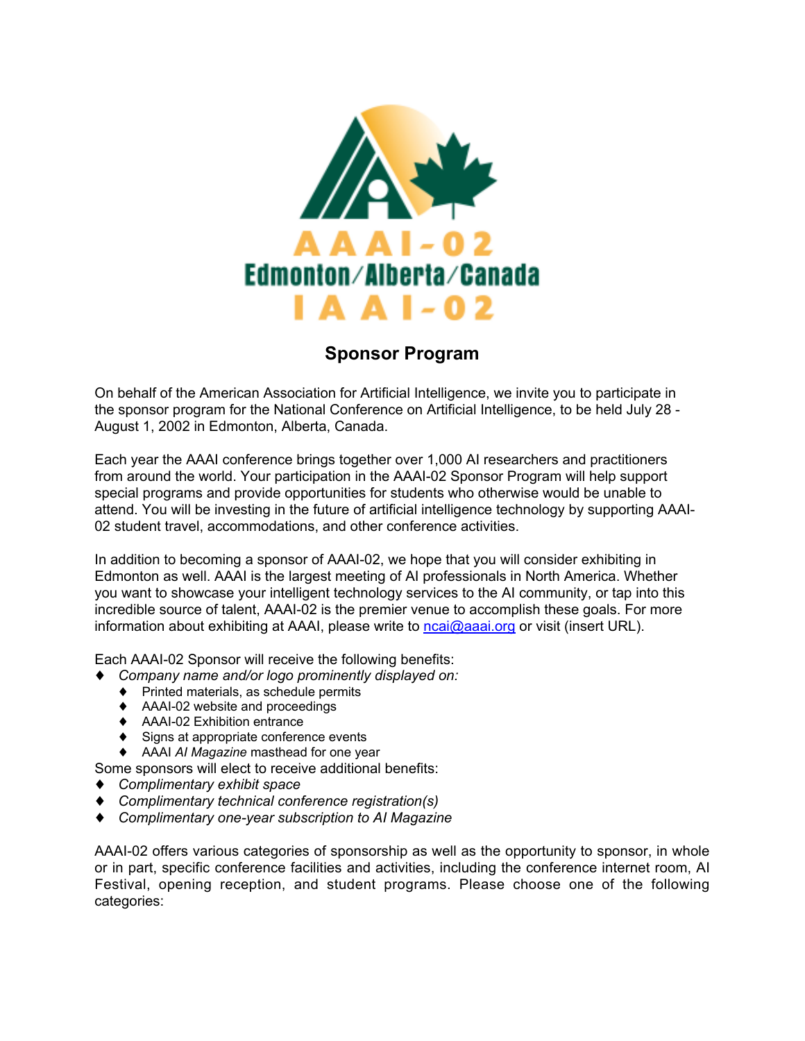AAAI-02
Edmonton/Alberta/Canada
IAAI-02

## Sponsor Program

On behalf of the American Association for Artificial Intelligence, we invite you to participate in the sponsor program for the National Conference on Artificial Intelligence, to be held July 28 - August 1, 2002 in Edmonton, Alberta, Canada.

Each year the AAAI conference brings together over 1,000 AI researchers and practitioners from around the world. Your participation in the AAAI-02 Sponsor Program will help support special programs and provide opportunities for students who otherwise would be unable to attend. You will be investing in the future of artificial intelligence technology by supporting AAAI-02 student travel, accommodations, and other conference activities.

In addition to becoming a sponsor of AAAI-02, we hope that you will consider exhibiting in Edmonton as well. AAAI is the largest meeting of AI professionals in North America. Whether you want to showcase your intelligent technology services to the AI community, or tap into this incredible source of talent, AAAI-02 is the premier venue to accomplish these goals. For more information about exhibiting at AAAI, please write to ncai@aaai.org or visit (insert URL).

Each AAAI-02 Sponsor will receive the following benefits:

- *Company name and/or logo prominently displayed on:*
    - Printed materials, as schedule permits
    - AAAI-02 website and proceedings
    - AAAI-02 Exhibition entrance
    - Signs at appropriate conference events
    - AAAI *AI Magazine* masthead for one year

Some sponsors will elect to receive additional benefits:

- *Complimentary exhibit space*
- *Complimentary technical conference registration(s)*
- *Complimentary one-year subscription to AI Magazine*

AAAI-02 offers various categories of sponsorship as well as the opportunity to sponsor, in whole or in part, specific conference facilities and activities, including the conference internet room, AI Festival, opening reception, and student programs. Please choose one of the following categories: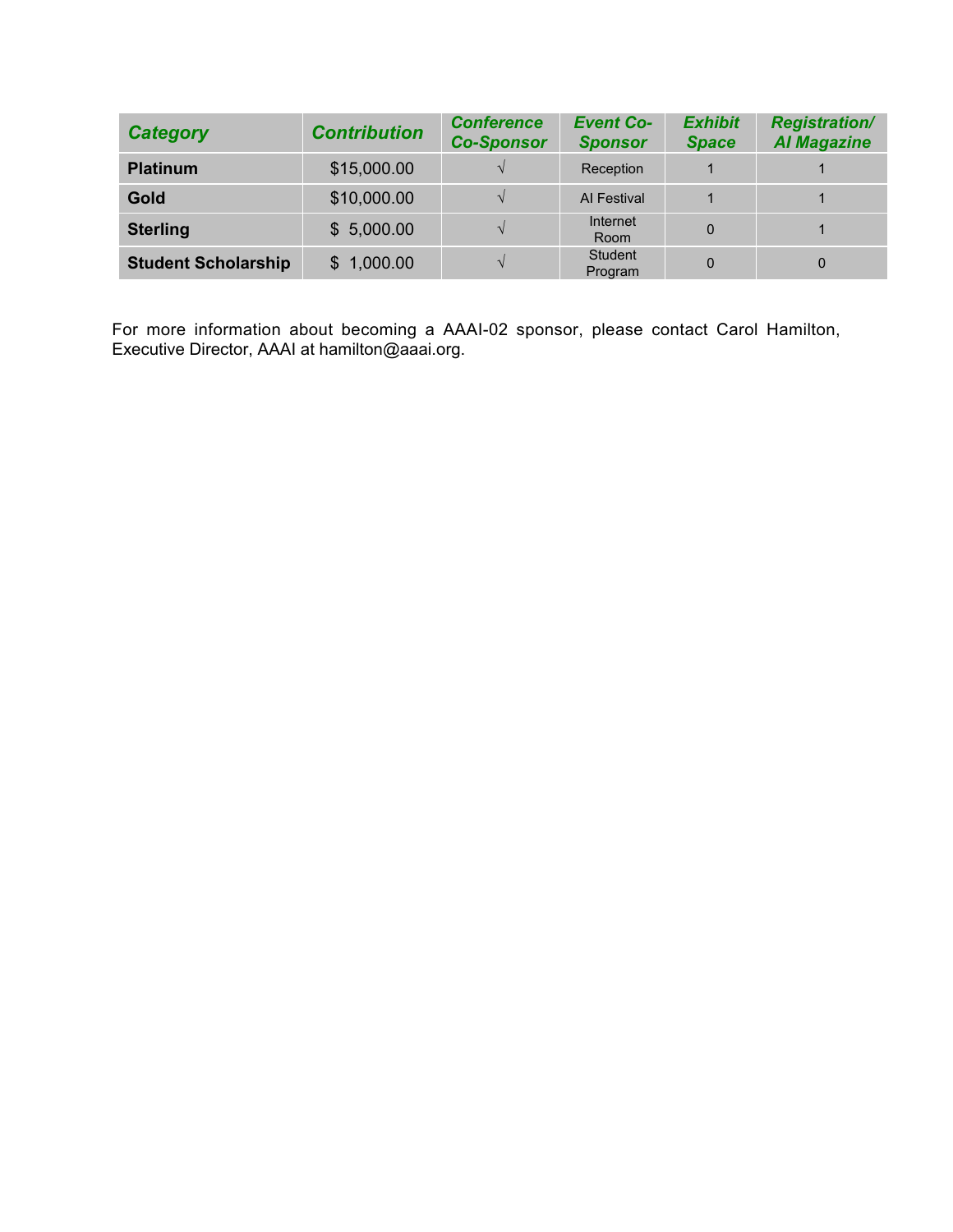| *Category* | *Contribution* | *Conference Co-Sponsor* | *Event Co-Sponsor* | *Exhibit Space* | *Registration/ AI Magazine* |
|---|---|---|---|---|---|
| **Platinum** | $15,000.00 | √ | Reception | 1 | 1 |
| **Gold** | $10,000.00 | √ | AI Festival | 1 | 1 |
| **Sterling** | $ 5,000.00 | √ | Internet Room | 0 | 1 |
| **Student Scholarship** | $ 1,000.00 | √ | Student Program | 0 | 0 |

For more information about becoming a AAAI-02 sponsor, please contact Carol Hamilton, Executive Director, AAAI at hamilton@aaai.org.